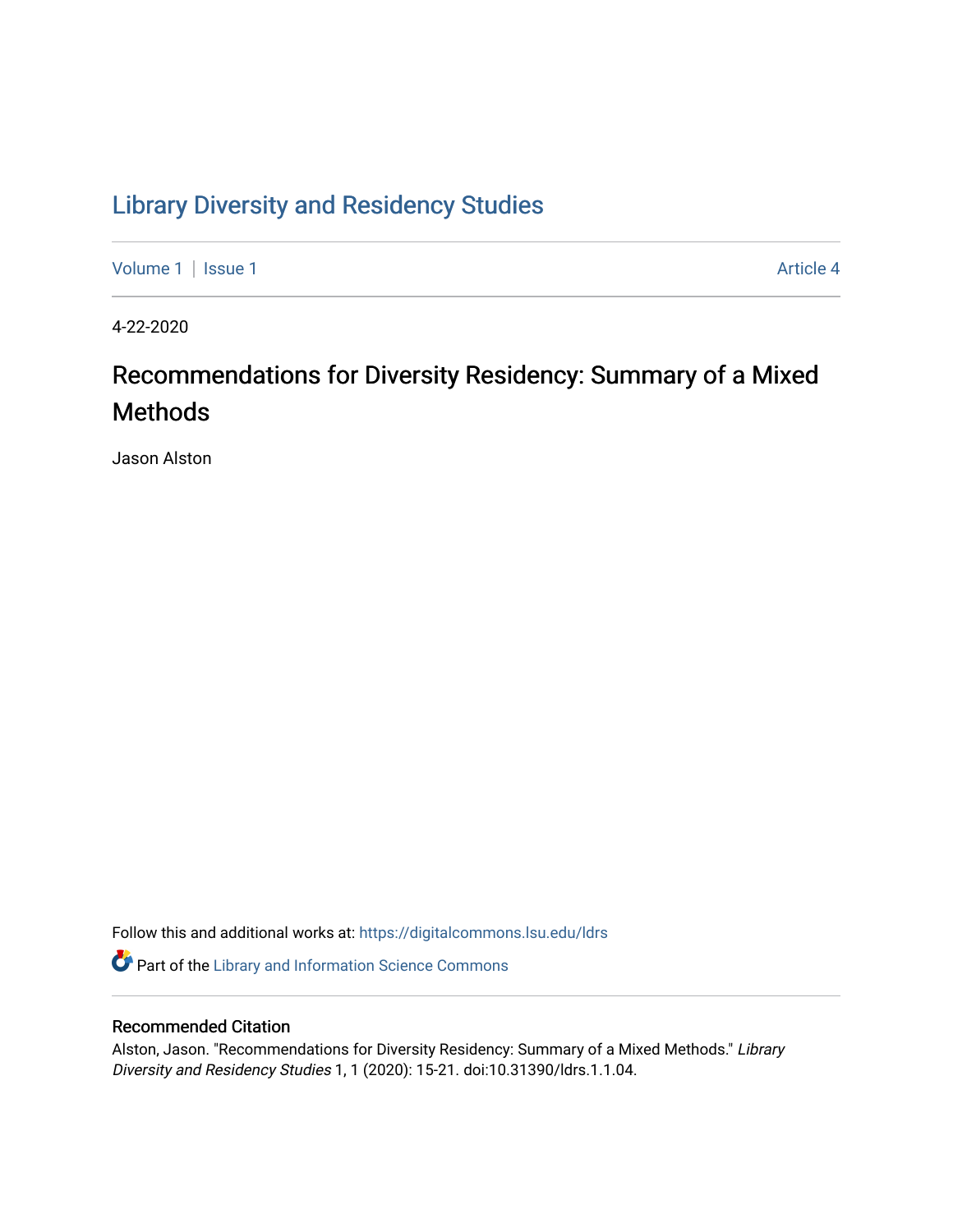# Library Diversity and Residency Studies

Volume 1 | Issue 1 | Article 4

4-22-2020

## Recommendations for Diversity Residency: Summary of a Mixed Methods

Jason Alston

Follow this and additional works at: https://digitalcommons.lsu.edu/ldrs

Part of the Library and Information Science Commons

### Recommended Citation

Alston, Jason. "Recommendations for Diversity Residency: Summary of a Mixed Methods." *Library Diversity and Residency Studies* 1, 1 (2020): 15-21. doi:10.31390/ldrs.1.1.04.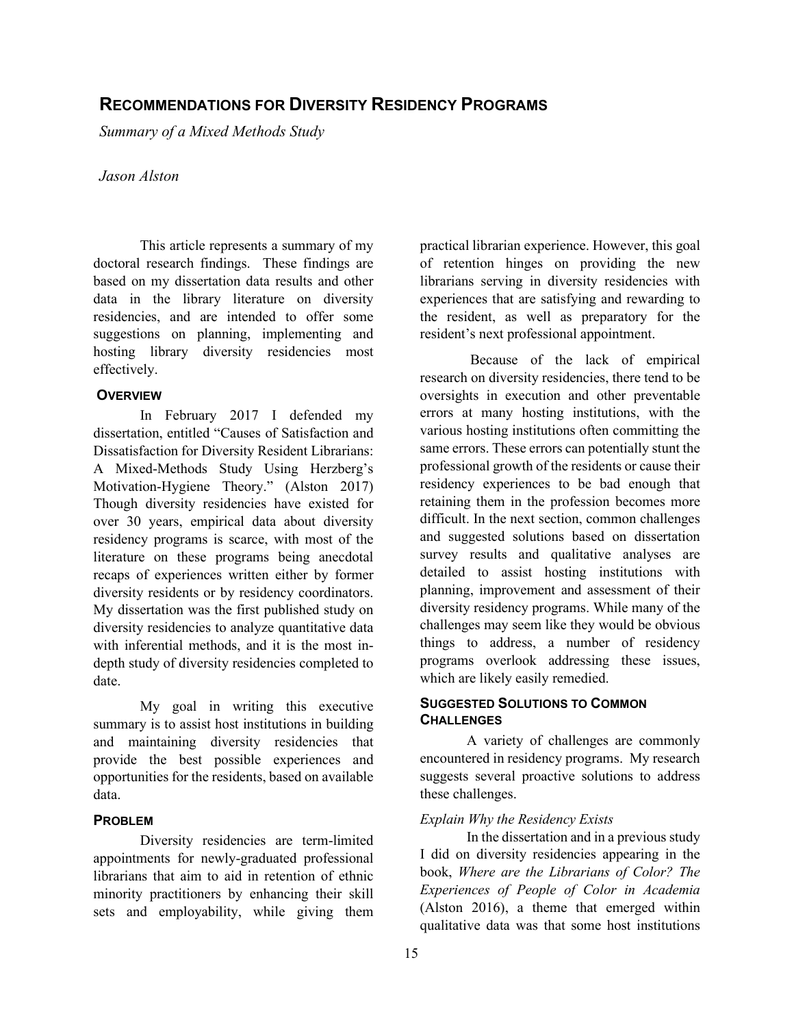## RECOMMENDATIONS FOR DIVERSITY RESIDENCY PROGRAMS

*Summary of a Mixed Methods Study*

*Jason Alston*

This article represents a summary of my doctoral research findings. These findings are based on my dissertation data results and other data in the library literature on diversity residencies, and are intended to offer some suggestions on planning, implementing and hosting library diversity residencies most effectively.

### OVERVIEW

In February 2017 I defended my dissertation, entitled "Causes of Satisfaction and Dissatisfaction for Diversity Resident Librarians: A Mixed-Methods Study Using Herzberg's Motivation-Hygiene Theory." (Alston 2017) Though diversity residencies have existed for over 30 years, empirical data about diversity residency programs is scarce, with most of the literature on these programs being anecdotal recaps of experiences written either by former diversity residents or by residency coordinators. My dissertation was the first published study on diversity residencies to analyze quantitative data with inferential methods, and it is the most in-depth study of diversity residencies completed to date.

My goal in writing this executive summary is to assist host institutions in building and maintaining diversity residencies that provide the best possible experiences and opportunities for the residents, based on available data.

### PROBLEM

Diversity residencies are term-limited appointments for newly-graduated professional librarians that aim to aid in retention of ethnic minority practitioners by enhancing their skill sets and employability, while giving them practical librarian experience. However, this goal of retention hinges on providing the new librarians serving in diversity residencies with experiences that are satisfying and rewarding to the resident, as well as preparatory for the resident's next professional appointment.

Because of the lack of empirical research on diversity residencies, there tend to be oversights in execution and other preventable errors at many hosting institutions, with the various hosting institutions often committing the same errors. These errors can potentially stunt the professional growth of the residents or cause their residency experiences to be bad enough that retaining them in the profession becomes more difficult. In the next section, common challenges and suggested solutions based on dissertation survey results and qualitative analyses are detailed to assist hosting institutions with planning, improvement and assessment of their diversity residency programs. While many of the challenges may seem like they would be obvious things to address, a number of residency programs overlook addressing these issues, which are likely easily remedied.

### SUGGESTED SOLUTIONS TO COMMON CHALLENGES

A variety of challenges are commonly encountered in residency programs. My research suggests several proactive solutions to address these challenges.

#### *Explain Why the Residency Exists*

In the dissertation and in a previous study I did on diversity residencies appearing in the book, *Where are the Librarians of Color? The Experiences of People of Color in Academia* (Alston 2016), a theme that emerged within qualitative data was that some host institutions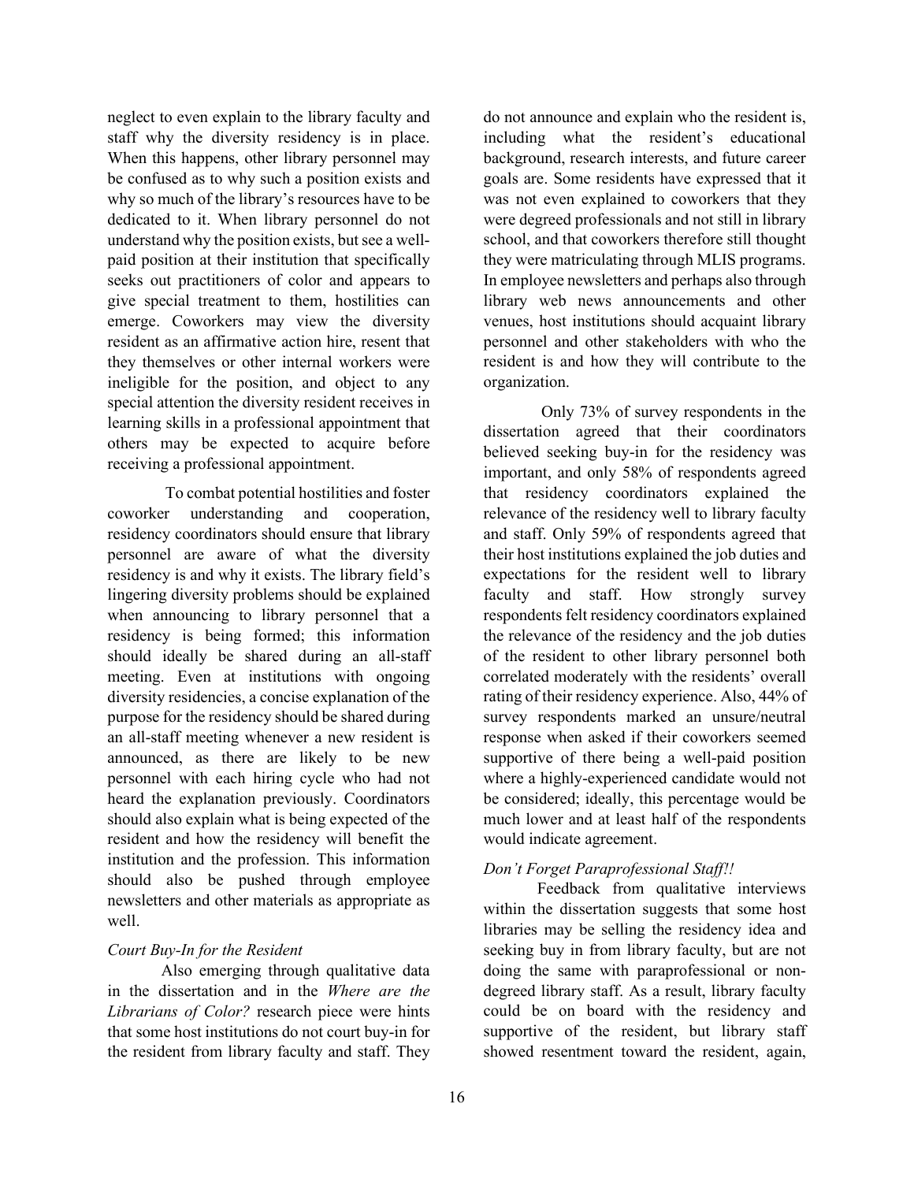neglect to even explain to the library faculty and staff why the diversity residency is in place. When this happens, other library personnel may be confused as to why such a position exists and why so much of the library's resources have to be dedicated to it. When library personnel do not understand why the position exists, but see a well-paid position at their institution that specifically seeks out practitioners of color and appears to give special treatment to them, hostilities can emerge. Coworkers may view the diversity resident as an affirmative action hire, resent that they themselves or other internal workers were ineligible for the position, and object to any special attention the diversity resident receives in learning skills in a professional appointment that others may be expected to acquire before receiving a professional appointment.

To combat potential hostilities and foster coworker understanding and cooperation, residency coordinators should ensure that library personnel are aware of what the diversity residency is and why it exists. The library field's lingering diversity problems should be explained when announcing to library personnel that a residency is being formed; this information should ideally be shared during an all-staff meeting. Even at institutions with ongoing diversity residencies, a concise explanation of the purpose for the residency should be shared during an all-staff meeting whenever a new resident is announced, as there are likely to be new personnel with each hiring cycle who had not heard the explanation previously. Coordinators should also explain what is being expected of the resident and how the residency will benefit the institution and the profession. This information should also be pushed through employee newsletters and other materials as appropriate as well.

*Court Buy-In for the Resident*

Also emerging through qualitative data in the dissertation and in the *Where are the Librarians of Color?* research piece were hints that some host institutions do not court buy-in for the resident from library faculty and staff. They do not announce and explain who the resident is, including what the resident's educational background, research interests, and future career goals are. Some residents have expressed that it was not even explained to coworkers that they were degreed professionals and not still in library school, and that coworkers therefore still thought they were matriculating through MLIS programs. In employee newsletters and perhaps also through library web news announcements and other venues, host institutions should acquaint library personnel and other stakeholders with who the resident is and how they will contribute to the organization.

Only 73% of survey respondents in the dissertation agreed that their coordinators believed seeking buy-in for the residency was important, and only 58% of respondents agreed that residency coordinators explained the relevance of the residency well to library faculty and staff. Only 59% of respondents agreed that their host institutions explained the job duties and expectations for the resident well to library faculty and staff. How strongly survey respondents felt residency coordinators explained the relevance of the residency and the job duties of the resident to other library personnel both correlated moderately with the residents' overall rating of their residency experience. Also, 44% of survey respondents marked an unsure/neutral response when asked if their coworkers seemed supportive of there being a well-paid position where a highly-experienced candidate would not be considered; ideally, this percentage would be much lower and at least half of the respondents would indicate agreement.

*Don't Forget Paraprofessional Staff!!*

Feedback from qualitative interviews within the dissertation suggests that some host libraries may be selling the residency idea and seeking buy in from library faculty, but are not doing the same with paraprofessional or non-degreed library staff. As a result, library faculty could be on board with the residency and supportive of the resident, but library staff showed resentment toward the resident, again,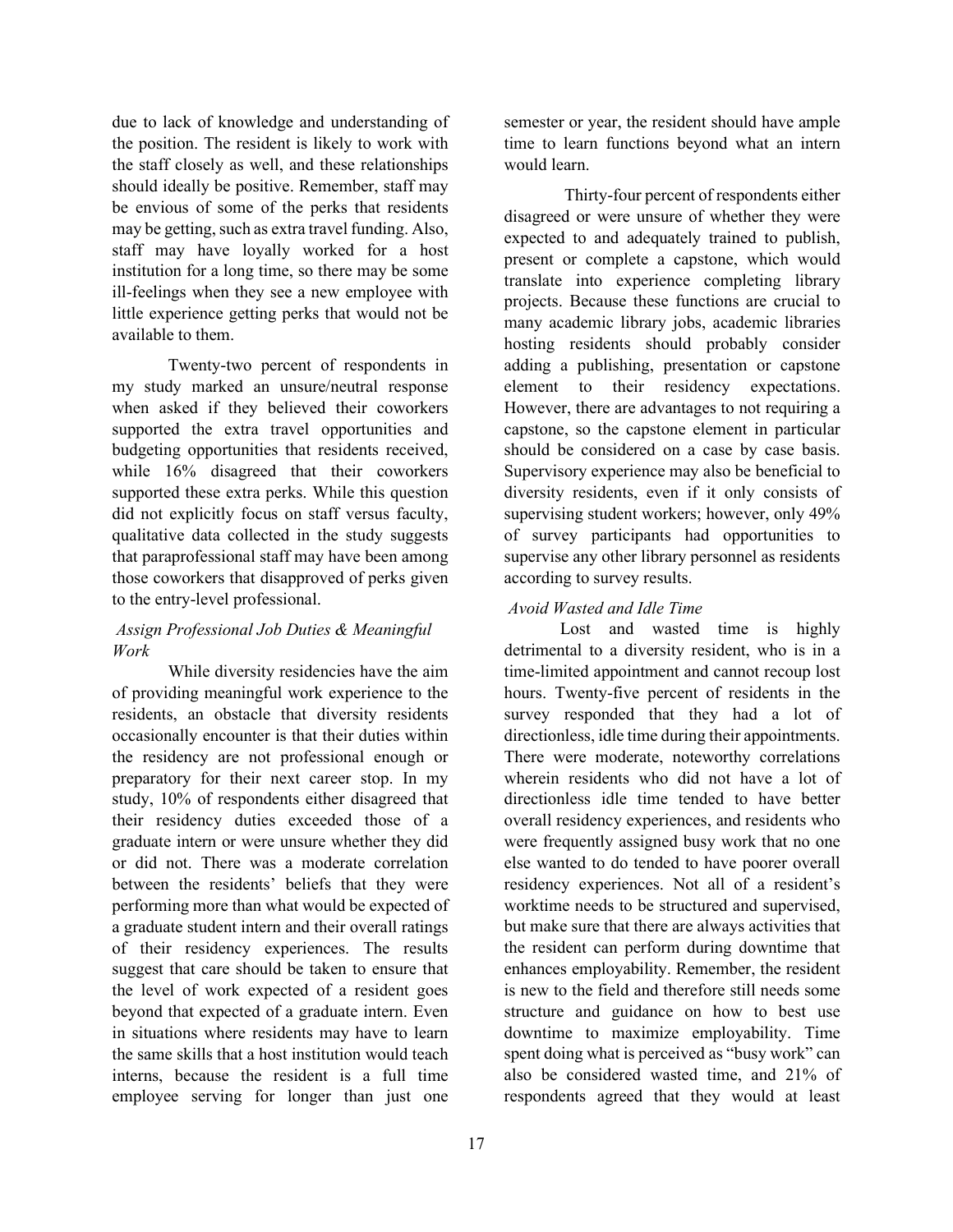due to lack of knowledge and understanding of the position. The resident is likely to work with the staff closely as well, and these relationships should ideally be positive. Remember, staff may be envious of some of the perks that residents may be getting, such as extra travel funding. Also, staff may have loyally worked for a host institution for a long time, so there may be some ill-feelings when they see a new employee with little experience getting perks that would not be available to them.

Twenty-two percent of respondents in my study marked an unsure/neutral response when asked if they believed their coworkers supported the extra travel opportunities and budgeting opportunities that residents received, while 16% disagreed that their coworkers supported these extra perks. While this question did not explicitly focus on staff versus faculty, qualitative data collected in the study suggests that paraprofessional staff may have been among those coworkers that disapproved of perks given to the entry-level professional.

### *Assign Professional Job Duties & Meaningful Work*

While diversity residencies have the aim of providing meaningful work experience to the residents, an obstacle that diversity residents occasionally encounter is that their duties within the residency are not professional enough or preparatory for their next career stop. In my study, 10% of respondents either disagreed that their residency duties exceeded those of a graduate intern or were unsure whether they did or did not. There was a moderate correlation between the residents' beliefs that they were performing more than what would be expected of a graduate student intern and their overall ratings of their residency experiences. The results suggest that care should be taken to ensure that the level of work expected of a resident goes beyond that expected of a graduate intern. Even in situations where residents may have to learn the same skills that a host institution would teach interns, because the resident is a full time employee serving for longer than just one semester or year, the resident should have ample time to learn functions beyond what an intern would learn.

Thirty-four percent of respondents either disagreed or were unsure of whether they were expected to and adequately trained to publish, present or complete a capstone, which would translate into experience completing library projects. Because these functions are crucial to many academic library jobs, academic libraries hosting residents should probably consider adding a publishing, presentation or capstone element to their residency expectations. However, there are advantages to not requiring a capstone, so the capstone element in particular should be considered on a case by case basis. Supervisory experience may also be beneficial to diversity residents, even if it only consists of supervising student workers; however, only 49% of survey participants had opportunities to supervise any other library personnel as residents according to survey results.

### *Avoid Wasted and Idle Time*

Lost and wasted time is highly detrimental to a diversity resident, who is in a time-limited appointment and cannot recoup lost hours. Twenty-five percent of residents in the survey responded that they had a lot of directionless, idle time during their appointments. There were moderate, noteworthy correlations wherein residents who did not have a lot of directionless idle time tended to have better overall residency experiences, and residents who were frequently assigned busy work that no one else wanted to do tended to have poorer overall residency experiences. Not all of a resident's worktime needs to be structured and supervised, but make sure that there are always activities that the resident can perform during downtime that enhances employability. Remember, the resident is new to the field and therefore still needs some structure and guidance on how to best use downtime to maximize employability. Time spent doing what is perceived as "busy work" can also be considered wasted time, and 21% of respondents agreed that they would at least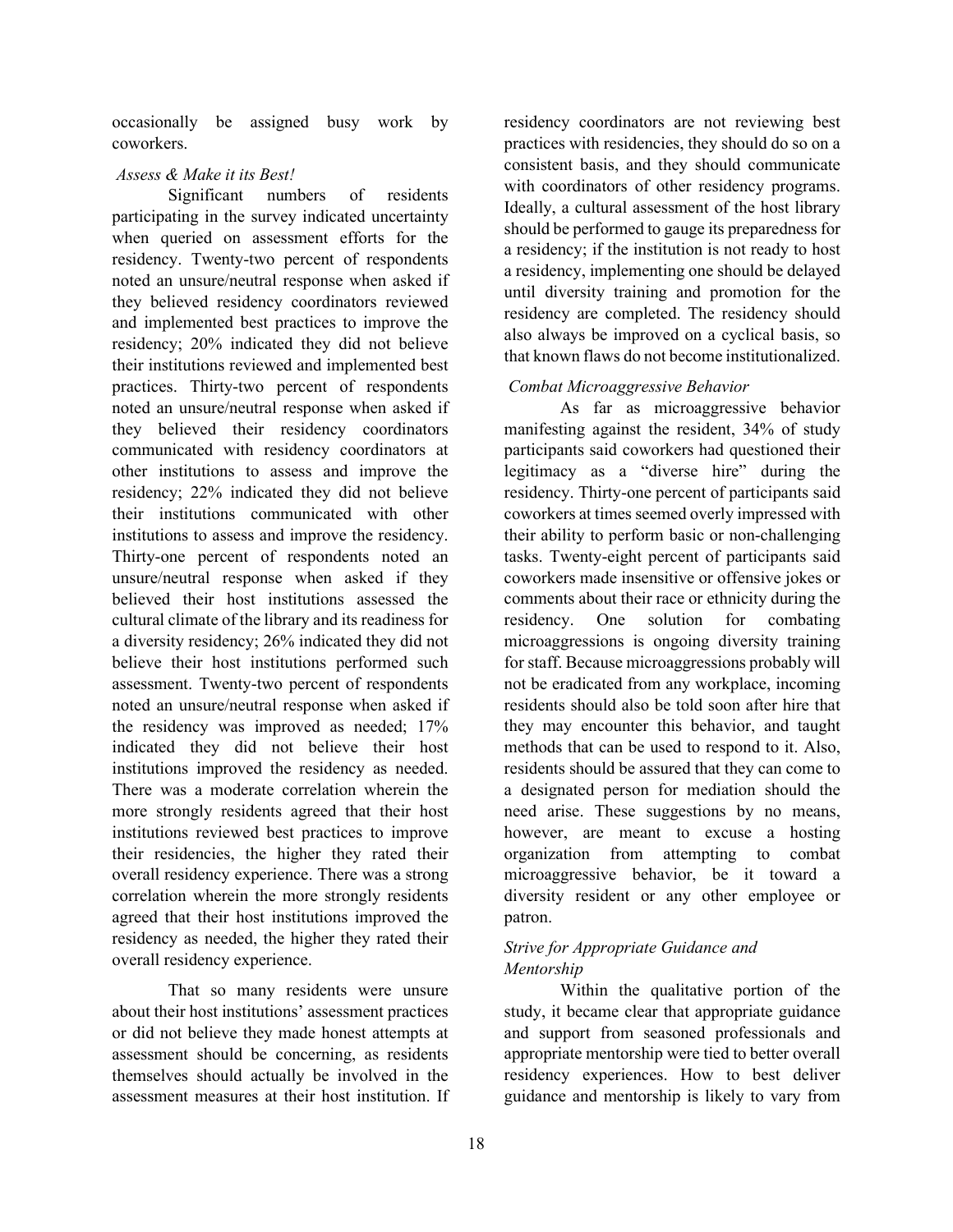occasionally be assigned busy work by coworkers.

*Assess & Make it its Best!*

Significant numbers of residents participating in the survey indicated uncertainty when queried on assessment efforts for the residency. Twenty-two percent of respondents noted an unsure/neutral response when asked if they believed residency coordinators reviewed and implemented best practices to improve the residency; 20% indicated they did not believe their institutions reviewed and implemented best practices. Thirty-two percent of respondents noted an unsure/neutral response when asked if they believed their residency coordinators communicated with residency coordinators at other institutions to assess and improve the residency; 22% indicated they did not believe their institutions communicated with other institutions to assess and improve the residency. Thirty-one percent of respondents noted an unsure/neutral response when asked if they believed their host institutions assessed the cultural climate of the library and its readiness for a diversity residency; 26% indicated they did not believe their host institutions performed such assessment. Twenty-two percent of respondents noted an unsure/neutral response when asked if the residency was improved as needed; 17% indicated they did not believe their host institutions improved the residency as needed. There was a moderate correlation wherein the more strongly residents agreed that their host institutions reviewed best practices to improve their residencies, the higher they rated their overall residency experience. There was a strong correlation wherein the more strongly residents agreed that their host institutions improved the residency as needed, the higher they rated their overall residency experience.

That so many residents were unsure about their host institutions' assessment practices or did not believe they made honest attempts at assessment should be concerning, as residents themselves should actually be involved in the assessment measures at their host institution. If residency coordinators are not reviewing best practices with residencies, they should do so on a consistent basis, and they should communicate with coordinators of other residency programs. Ideally, a cultural assessment of the host library should be performed to gauge its preparedness for a residency; if the institution is not ready to host a residency, implementing one should be delayed until diversity training and promotion for the residency are completed. The residency should also always be improved on a cyclical basis, so that known flaws do not become institutionalized.

*Combat Microaggressive Behavior*

As far as microaggressive behavior manifesting against the resident, 34% of study participants said coworkers had questioned their legitimacy as a "diverse hire" during the residency. Thirty-one percent of participants said coworkers at times seemed overly impressed with their ability to perform basic or non-challenging tasks. Twenty-eight percent of participants said coworkers made insensitive or offensive jokes or comments about their race or ethnicity during the residency. One solution for combating microaggressions is ongoing diversity training for staff. Because microaggressions probably will not be eradicated from any workplace, incoming residents should also be told soon after hire that they may encounter this behavior, and taught methods that can be used to respond to it. Also, residents should be assured that they can come to a designated person for mediation should the need arise. These suggestions by no means, however, are meant to excuse a hosting organization from attempting to combat microaggressive behavior, be it toward a diversity resident or any other employee or patron.

*Strive for Appropriate Guidance and Mentorship*

Within the qualitative portion of the study, it became clear that appropriate guidance and support from seasoned professionals and appropriate mentorship were tied to better overall residency experiences. How to best deliver guidance and mentorship is likely to vary from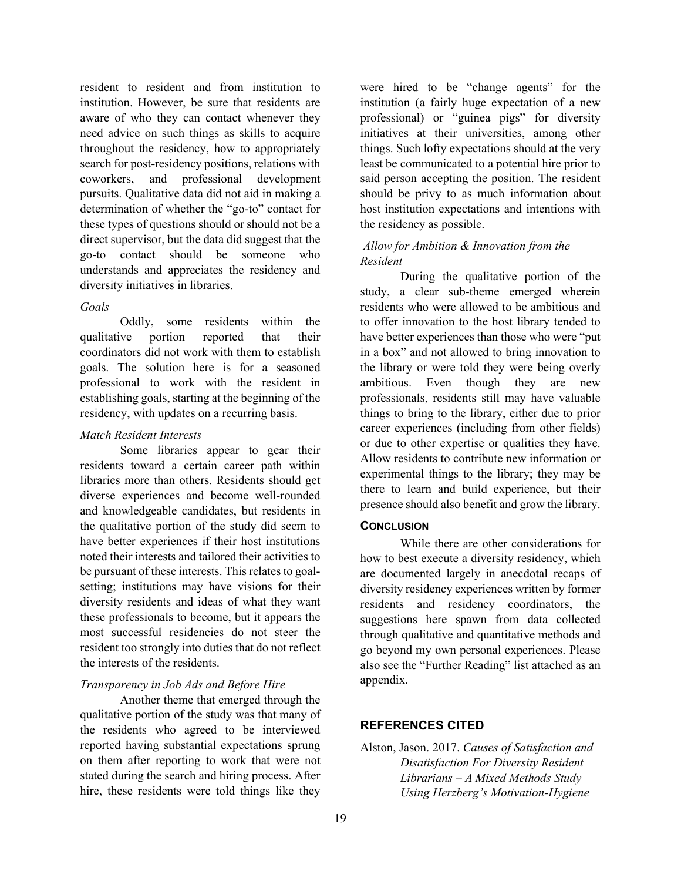resident to resident and from institution to institution. However, be sure that residents are aware of who they can contact whenever they need advice on such things as skills to acquire throughout the residency, how to appropriately search for post-residency positions, relations with coworkers, and professional development pursuits. Qualitative data did not aid in making a determination of whether the "go-to" contact for these types of questions should or should not be a direct supervisor, but the data did suggest that the go-to contact should be someone who understands and appreciates the residency and diversity initiatives in libraries.

*Goals*

Oddly, some residents within the qualitative portion reported that their coordinators did not work with them to establish goals. The solution here is for a seasoned professional to work with the resident in establishing goals, starting at the beginning of the residency, with updates on a recurring basis.

*Match Resident Interests*

Some libraries appear to gear their residents toward a certain career path within libraries more than others. Residents should get diverse experiences and become well-rounded and knowledgeable candidates, but residents in the qualitative portion of the study did seem to have better experiences if their host institutions noted their interests and tailored their activities to be pursuant of these interests. This relates to goal-setting; institutions may have visions for their diversity residents and ideas of what they want these professionals to become, but it appears the most successful residencies do not steer the resident too strongly into duties that do not reflect the interests of the residents.

*Transparency in Job Ads and Before Hire*

Another theme that emerged through the qualitative portion of the study was that many of the residents who agreed to be interviewed reported having substantial expectations sprung on them after reporting to work that were not stated during the search and hiring process. After hire, these residents were told things like they were hired to be "change agents" for the institution (a fairly huge expectation of a new professional) or "guinea pigs" for diversity initiatives at their universities, among other things. Such lofty expectations should at the very least be communicated to a potential hire prior to said person accepting the position. The resident should be privy to as much information about host institution expectations and intentions with the residency as possible.

*Allow for Ambition & Innovation from the Resident*

During the qualitative portion of the study, a clear sub-theme emerged wherein residents who were allowed to be ambitious and to offer innovation to the host library tended to have better experiences than those who were "put in a box" and not allowed to bring innovation to the library or were told they were being overly ambitious. Even though they are new professionals, residents still may have valuable things to bring to the library, either due to prior career experiences (including from other fields) or due to other expertise or qualities they have. Allow residents to contribute new information or experimental things to the library; they may be there to learn and build experience, but their presence should also benefit and grow the library.

## CONCLUSION

While there are other considerations for how to best execute a diversity residency, which are documented largely in anecdotal recaps of diversity residency experiences written by former residents and residency coordinators, the suggestions here spawn from data collected through qualitative and quantitative methods and go beyond my own personal experiences. Please also see the "Further Reading" list attached as an appendix.

## REFERENCES CITED

Alston, Jason. 2017. *Causes of Satisfaction and Disatisfaction For Diversity Resident Librarians – A Mixed Methods Study Using Herzberg's Motivation-Hygiene*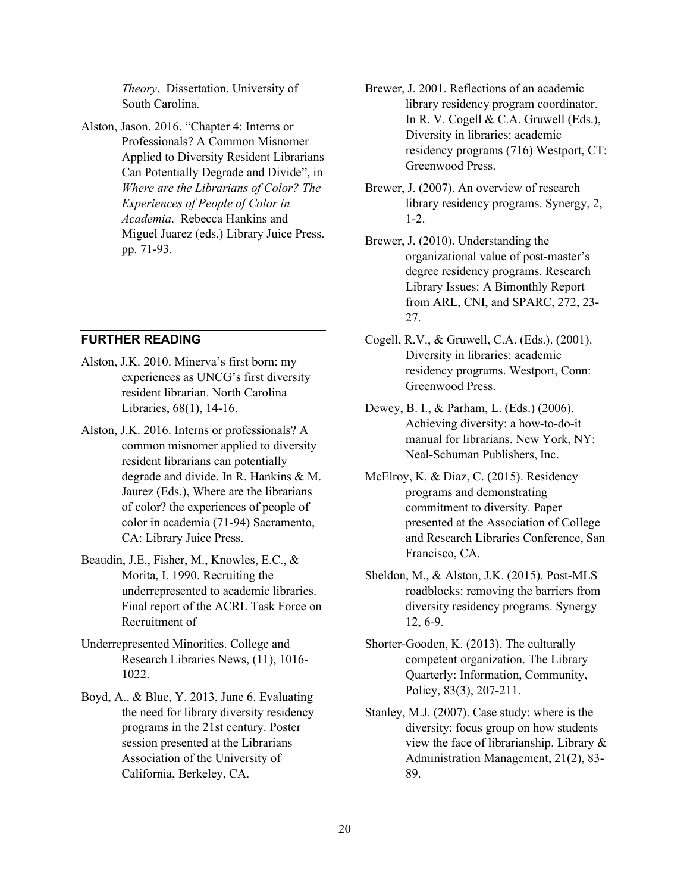*Theory*. Dissertation. University of South Carolina.

Alston, Jason. 2016. "Chapter 4: Interns or Professionals? A Common Misnomer Applied to Diversity Resident Librarians Can Potentially Degrade and Divide", in *Where are the Librarians of Color? The Experiences of People of Color in Academia*. Rebecca Hankins and Miguel Juarez (eds.) Library Juice Press. pp. 71-93.

## FURTHER READING

Alston, J.K. 2010. Minerva's first born: my experiences as UNCG's first diversity resident librarian. North Carolina Libraries, 68(1), 14-16.

Alston, J.K. 2016. Interns or professionals? A common misnomer applied to diversity resident librarians can potentially degrade and divide. In R. Hankins & M. Jaurez (Eds.), Where are the librarians of color? the experiences of people of color in academia (71-94) Sacramento, CA: Library Juice Press.

Beaudin, J.E., Fisher, M., Knowles, E.C., & Morita, I. 1990. Recruiting the underrepresented to academic libraries. Final report of the ACRL Task Force on Recruitment of

Underrepresented Minorities. College and Research Libraries News, (11), 1016-1022.

Boyd, A., & Blue, Y. 2013, June 6. Evaluating the need for library diversity residency programs in the 21st century. Poster session presented at the Librarians Association of the University of California, Berkeley, CA.

Brewer, J. 2001. Reflections of an academic library residency program coordinator. In R. V. Cogell & C.A. Gruwell (Eds.), Diversity in libraries: academic residency programs (716) Westport, CT: Greenwood Press.

Brewer, J. (2007). An overview of research library residency programs. Synergy, 2, 1-2.

Brewer, J. (2010). Understanding the organizational value of post-master's degree residency programs. Research Library Issues: A Bimonthly Report from ARL, CNI, and SPARC, 272, 23-27.

Cogell, R.V., & Gruwell, C.A. (Eds.). (2001). Diversity in libraries: academic residency programs. Westport, Conn: Greenwood Press.

Dewey, B. I., & Parham, L. (Eds.) (2006). Achieving diversity: a how-to-do-it manual for librarians. New York, NY: Neal-Schuman Publishers, Inc.

McElroy, K. & Diaz, C. (2015). Residency programs and demonstrating commitment to diversity. Paper presented at the Association of College and Research Libraries Conference, San Francisco, CA.

Sheldon, M., & Alston, J.K. (2015). Post-MLS roadblocks: removing the barriers from diversity residency programs. Synergy 12, 6-9.

Shorter-Gooden, K. (2013). The culturally competent organization. The Library Quarterly: Information, Community, Policy, 83(3), 207-211.

Stanley, M.J. (2007). Case study: where is the diversity: focus group on how students view the face of librarianship. Library & Administration Management, 21(2), 83-89.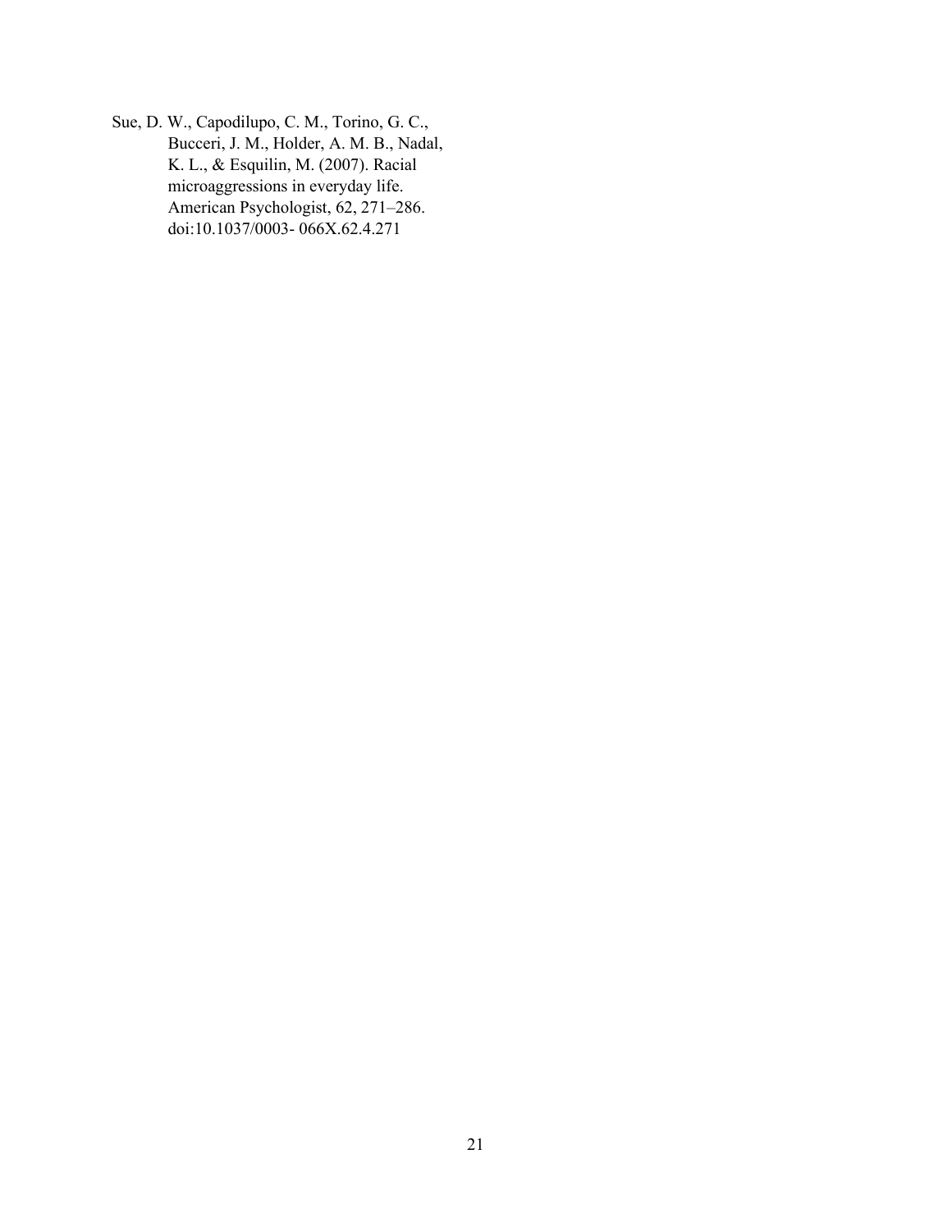Sue, D. W., Capodilupo, C. M., Torino, G. C., Bucceri, J. M., Holder, A. M. B., Nadal, K. L., & Esquilin, M. (2007). Racial microaggressions in everyday life. American Psychologist, 62, 271–286. doi:10.1037/0003- 066X.62.4.271